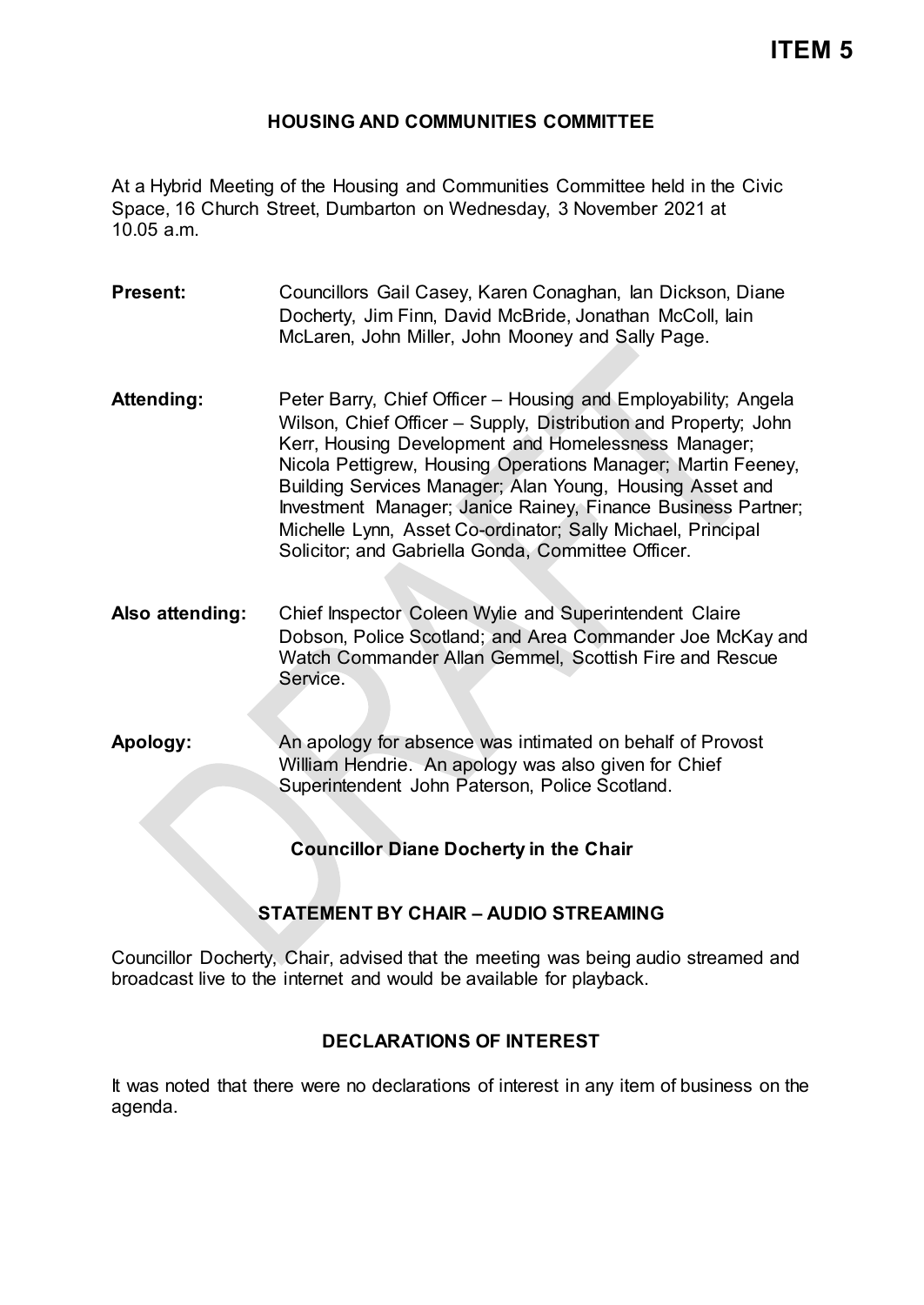# ITEM 5

## HOUSING AND COMMUNITIES COMMITTEE

At a Hybrid Meeting of the Housing and Communities Committee held in the Civic Space, 16 Church Street, Dumbarton on Wednesday, 3 November 2021 at 10.05 a.m.

**Present:** Councillors Gail Casey, Karen Conaghan, Ian Dickson, Diane Docherty, Jim Finn, David McBride, Jonathan McColl, Iain McLaren, John Miller, John Mooney and Sally Page.

**Attending:** Peter Barry, Chief Officer – Housing and Employability; Angela Wilson, Chief Officer – Supply, Distribution and Property; John Kerr, Housing Development and Homelessness Manager; Nicola Pettigrew, Housing Operations Manager; Martin Feeney, Building Services Manager; Alan Young, Housing Asset and Investment Manager; Janice Rainey, Finance Business Partner; Michelle Lynn, Asset Co-ordinator; Sally Michael, Principal Solicitor; and Gabriella Gonda, Committee Officer.

**Also attending:** Chief Inspector Coleen Wylie and Superintendent Claire Dobson, Police Scotland; and Area Commander Joe McKay and Watch Commander Allan Gemmel, Scottish Fire and Rescue Service.

**Apology:** An apology for absence was intimated on behalf of Provost William Hendrie. An apology was also given for Chief Superintendent John Paterson, Police Scotland.

**Councillor Diane Docherty in the Chair**

### STATEMENT BY CHAIR – AUDIO STREAMING

Councillor Docherty, Chair, advised that the meeting was being audio streamed and broadcast live to the internet and would be available for playback.

### DECLARATIONS OF INTEREST

It was noted that there were no declarations of interest in any item of business on the agenda.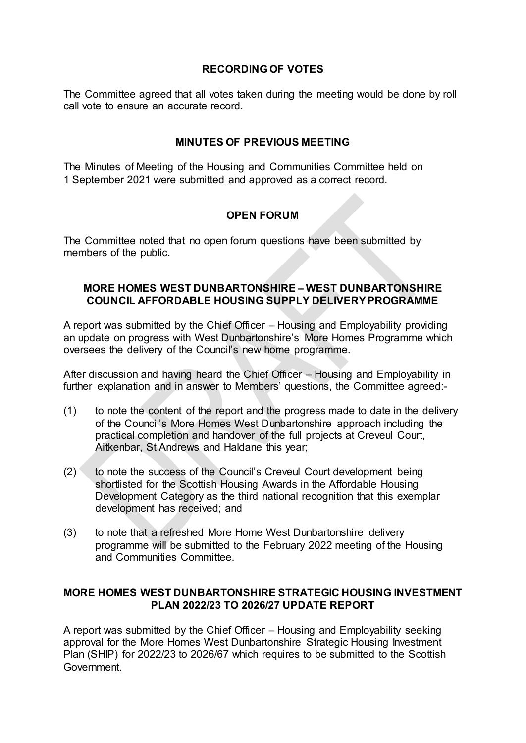## RECORDING OF VOTES

The Committee agreed that all votes taken during the meeting would be done by roll call vote to ensure an accurate record.

## MINUTES OF PREVIOUS MEETING

The Minutes of Meeting of the Housing and Communities Committee held on 1 September 2021 were submitted and approved as a correct record.

## OPEN FORUM

The Committee noted that no open forum questions have been submitted by members of the public.

## MORE HOMES WEST DUNBARTONSHIRE – WEST DUNBARTONSHIRE COUNCIL AFFORDABLE HOUSING SUPPLY DELIVERY PROGRAMME

A report was submitted by the Chief Officer – Housing and Employability providing an update on progress with West Dunbartonshire's More Homes Programme which oversees the delivery of the Council's new home programme.

After discussion and having heard the Chief Officer – Housing and Employability in further explanation and in answer to Members' questions, the Committee agreed:-

(1) to note the content of the report and the progress made to date in the delivery of the Council's More Homes West Dunbartonshire approach including the practical completion and handover of the full projects at Creveul Court, Aitkenbar, St Andrews and Haldane this year;

(2) to note the success of the Council's Creveul Court development being shortlisted for the Scottish Housing Awards in the Affordable Housing Development Category as the third national recognition that this exemplar development has received; and

(3) to note that a refreshed More Home West Dunbartonshire delivery programme will be submitted to the February 2022 meeting of the Housing and Communities Committee.

## MORE HOMES WEST DUNBARTONSHIRE STRATEGIC HOUSING INVESTMENT PLAN 2022/23 TO 2026/27 UPDATE REPORT

A report was submitted by the Chief Officer – Housing and Employability seeking approval for the More Homes West Dunbartonshire Strategic Housing Investment Plan (SHIP) for 2022/23 to 2026/67 which requires to be submitted to the Scottish Government.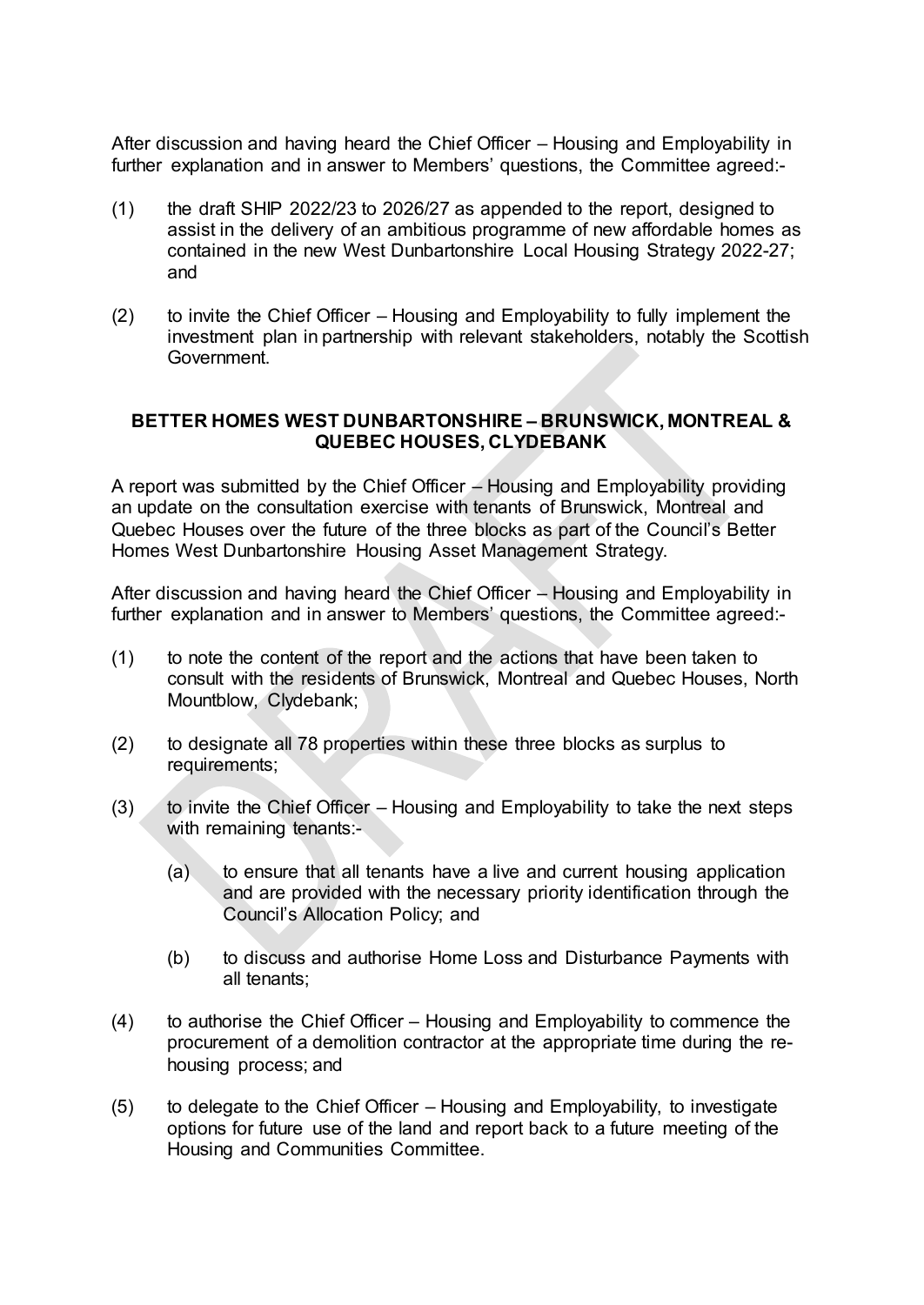After discussion and having heard the Chief Officer – Housing and Employability in further explanation and in answer to Members' questions, the Committee agreed:-

(1) the draft SHIP 2022/23 to 2026/27 as appended to the report, designed to assist in the delivery of an ambitious programme of new affordable homes as contained in the new West Dunbartonshire Local Housing Strategy 2022-27; and

(2) to invite the Chief Officer – Housing and Employability to fully implement the investment plan in partnership with relevant stakeholders, notably the Scottish Government.

**BETTER HOMES WEST DUNBARTONSHIRE – BRUNSWICK, MONTREAL & QUEBEC HOUSES, CLYDEBANK**

A report was submitted by the Chief Officer – Housing and Employability providing an update on the consultation exercise with tenants of Brunswick, Montreal and Quebec Houses over the future of the three blocks as part of the Council's Better Homes West Dunbartonshire Housing Asset Management Strategy.

After discussion and having heard the Chief Officer – Housing and Employability in further explanation and in answer to Members' questions, the Committee agreed:-

(1) to note the content of the report and the actions that have been taken to consult with the residents of Brunswick, Montreal and Quebec Houses, North Mountblow, Clydebank;

(2) to designate all 78 properties within these three blocks as surplus to requirements;

(3) to invite the Chief Officer – Housing and Employability to take the next steps with remaining tenants:-

   (a) to ensure that all tenants have a live and current housing application and are provided with the necessary priority identification through the Council's Allocation Policy; and

   (b) to discuss and authorise Home Loss and Disturbance Payments with all tenants;

(4) to authorise the Chief Officer – Housing and Employability to commence the procurement of a demolition contractor at the appropriate time during the re-housing process; and

(5) to delegate to the Chief Officer – Housing and Employability, to investigate options for future use of the land and report back to a future meeting of the Housing and Communities Committee.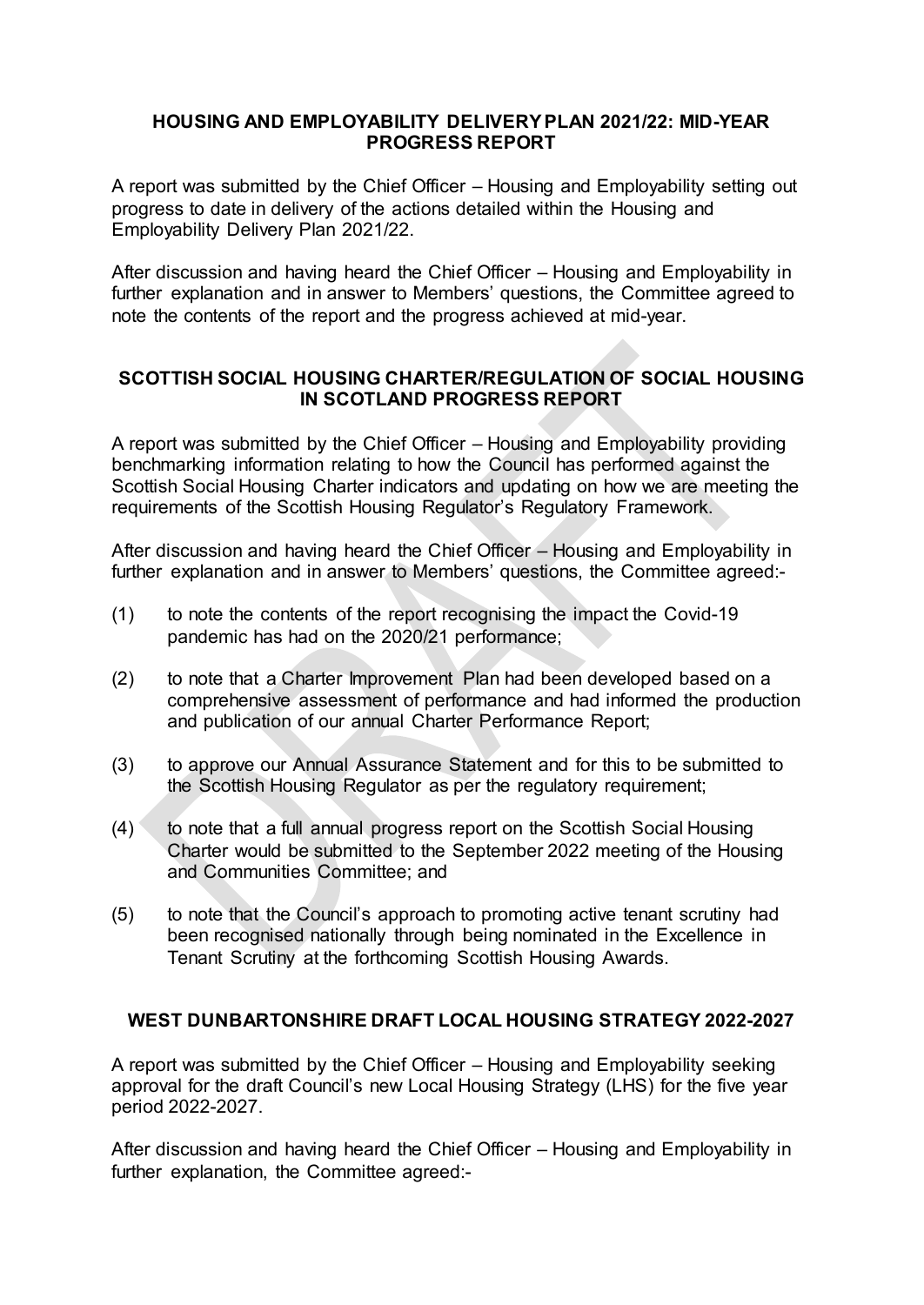## HOUSING AND EMPLOYABILITY DELIVERY PLAN 2021/22: MID-YEAR PROGRESS REPORT

A report was submitted by the Chief Officer – Housing and Employability setting out progress to date in delivery of the actions detailed within the Housing and Employability Delivery Plan 2021/22.

After discussion and having heard the Chief Officer – Housing and Employability in further explanation and in answer to Members' questions, the Committee agreed to note the contents of the report and the progress achieved at mid-year.

## SCOTTISH SOCIAL HOUSING CHARTER/REGULATION OF SOCIAL HOUSING IN SCOTLAND PROGRESS REPORT

A report was submitted by the Chief Officer – Housing and Employability providing benchmarking information relating to how the Council has performed against the Scottish Social Housing Charter indicators and updating on how we are meeting the requirements of the Scottish Housing Regulator's Regulatory Framework.

After discussion and having heard the Chief Officer – Housing and Employability in further explanation and in answer to Members' questions, the Committee agreed:-

(1) to note the contents of the report recognising the impact the Covid-19 pandemic has had on the 2020/21 performance;

(2) to note that a Charter Improvement Plan had been developed based on a comprehensive assessment of performance and had informed the production and publication of our annual Charter Performance Report;

(3) to approve our Annual Assurance Statement and for this to be submitted to the Scottish Housing Regulator as per the regulatory requirement;

(4) to note that a full annual progress report on the Scottish Social Housing Charter would be submitted to the September 2022 meeting of the Housing and Communities Committee; and

(5) to note that the Council's approach to promoting active tenant scrutiny had been recognised nationally through being nominated in the Excellence in Tenant Scrutiny at the forthcoming Scottish Housing Awards.

## WEST DUNBARTONSHIRE DRAFT LOCAL HOUSING STRATEGY 2022-2027

A report was submitted by the Chief Officer – Housing and Employability seeking approval for the draft Council's new Local Housing Strategy (LHS) for the five year period 2022-2027.

After discussion and having heard the Chief Officer – Housing and Employability in further explanation, the Committee agreed:-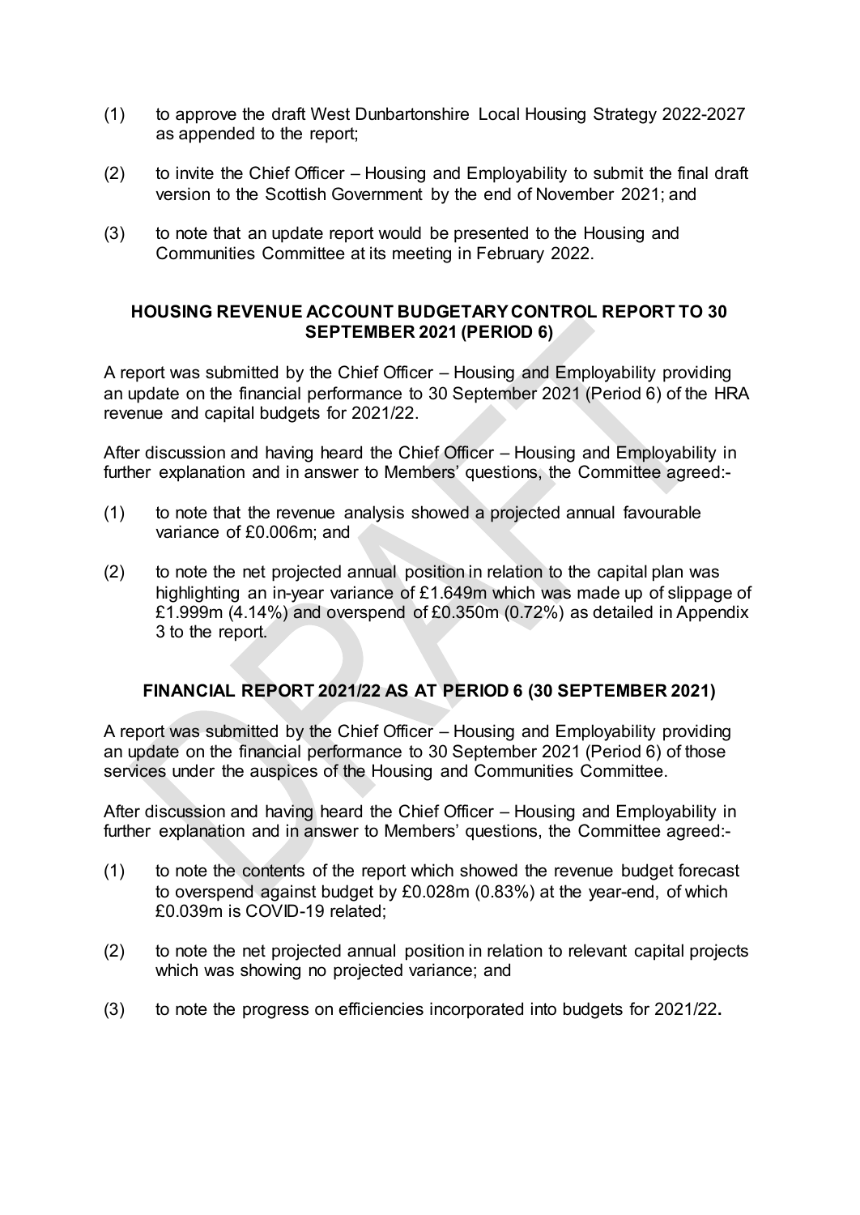(1) to approve the draft West Dunbartonshire Local Housing Strategy 2022-2027 as appended to the report;

(2) to invite the Chief Officer – Housing and Employability to submit the final draft version to the Scottish Government by the end of November 2021; and

(3) to note that an update report would be presented to the Housing and Communities Committee at its meeting in February 2022.

## HOUSING REVENUE ACCOUNT BUDGETARY CONTROL REPORT TO 30 SEPTEMBER 2021 (PERIOD 6)

A report was submitted by the Chief Officer – Housing and Employability providing an update on the financial performance to 30 September 2021 (Period 6) of the HRA revenue and capital budgets for 2021/22.

After discussion and having heard the Chief Officer – Housing and Employability in further explanation and in answer to Members' questions, the Committee agreed:-

(1) to note that the revenue analysis showed a projected annual favourable variance of £0.006m; and

(2) to note the net projected annual position in relation to the capital plan was highlighting an in-year variance of £1.649m which was made up of slippage of £1.999m (4.14%) and overspend of £0.350m (0.72%) as detailed in Appendix 3 to the report.

## FINANCIAL REPORT 2021/22 AS AT PERIOD 6 (30 SEPTEMBER 2021)

A report was submitted by the Chief Officer – Housing and Employability providing an update on the financial performance to 30 September 2021 (Period 6) of those services under the auspices of the Housing and Communities Committee.

After discussion and having heard the Chief Officer – Housing and Employability in further explanation and in answer to Members' questions, the Committee agreed:-

(1) to note the contents of the report which showed the revenue budget forecast to overspend against budget by £0.028m (0.83%) at the year-end, of which £0.039m is COVID-19 related;

(2) to note the net projected annual position in relation to relevant capital projects which was showing no projected variance; and

(3) to note the progress on efficiencies incorporated into budgets for 2021/22.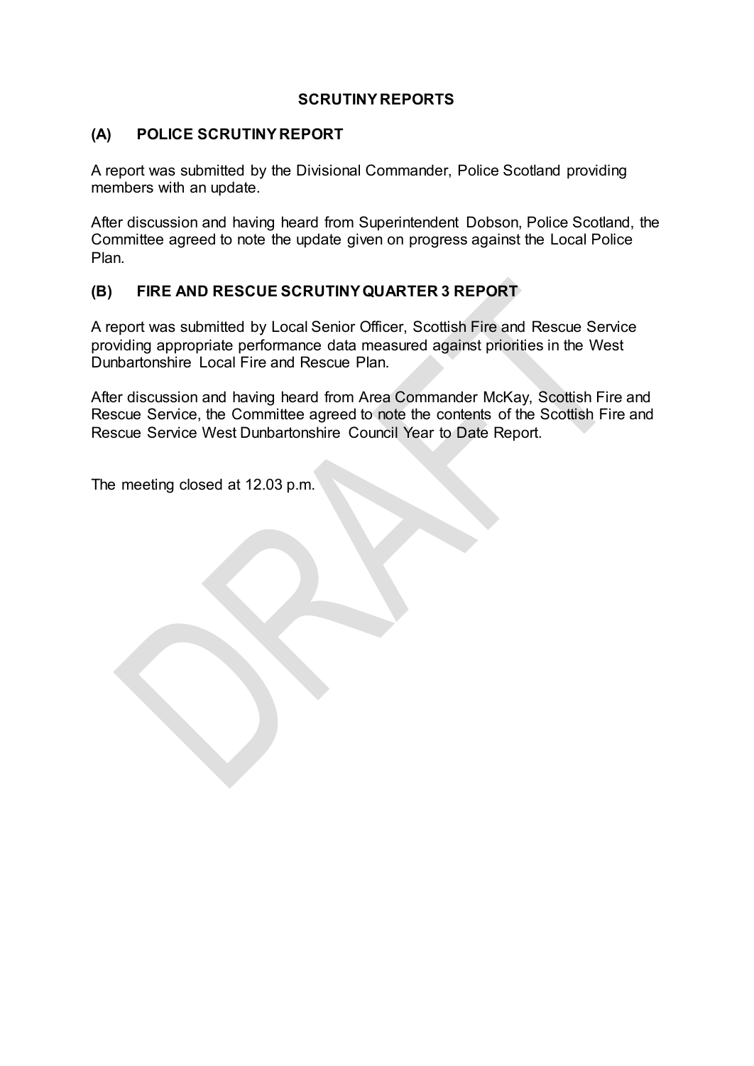## SCRUTINY REPORTS

### (A) POLICE SCRUTINY REPORT

A report was submitted by the Divisional Commander, Police Scotland providing members with an update.

After discussion and having heard from Superintendent Dobson, Police Scotland, the Committee agreed to note the update given on progress against the Local Police Plan.

### (B) FIRE AND RESCUE SCRUTINY QUARTER 3 REPORT

A report was submitted by Local Senior Officer, Scottish Fire and Rescue Service providing appropriate performance data measured against priorities in the West Dunbartonshire Local Fire and Rescue Plan.

After discussion and having heard from Area Commander McKay, Scottish Fire and Rescue Service, the Committee agreed to note the contents of the Scottish Fire and Rescue Service West Dunbartonshire Council Year to Date Report.

The meeting closed at 12.03 p.m.